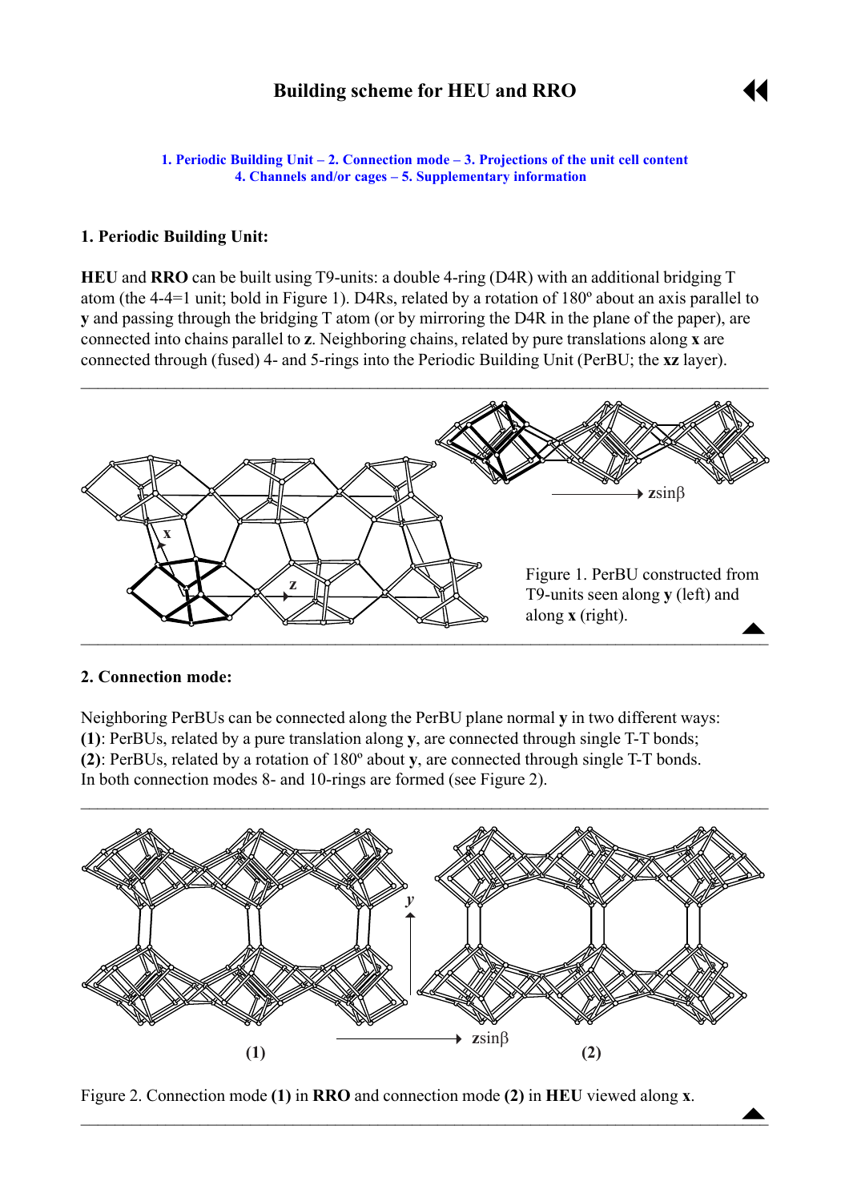# Building scheme for HEU and RRO

1. Periodic Building Unit – 2. Connection mode – 3. Projections of the unit cell content
4. Channels and/or cages – 5. Supplementary information

## 1. Periodic Building Unit:

**HEU** and **RRO** can be built using T9-units: a double 4-ring (D4R) with an additional bridging T atom (the 4-4=1 unit; bold in Figure 1). D4Rs, related by a rotation of 180º about an axis parallel to **y** and passing through the bridging T atom (or by mirroring the D4R in the plane of the paper), are connected into chains parallel to **z**. Neighboring chains, related by pure translations along **x** are connected through (fused) 4- and 5-rings into the Periodic Building Unit (PerBU; the **xz** layer).

Figure 1. PerBU constructed from T9-units seen along **y** (left) and along **x** (right).

## 2. Connection mode:

Neighboring PerBUs can be connected along the PerBU plane normal **y** in two different ways:
**(1)**: PerBUs, related by a pure translation along **y**, are connected through single T-T bonds;
**(2)**: PerBUs, related by a rotation of 180º about **y**, are connected through single T-T bonds.
In both connection modes 8- and 10-rings are formed (see Figure 2).

Figure 2. Connection mode **(1)** in **RRO** and connection mode **(2)** in **HEU** viewed along **x**.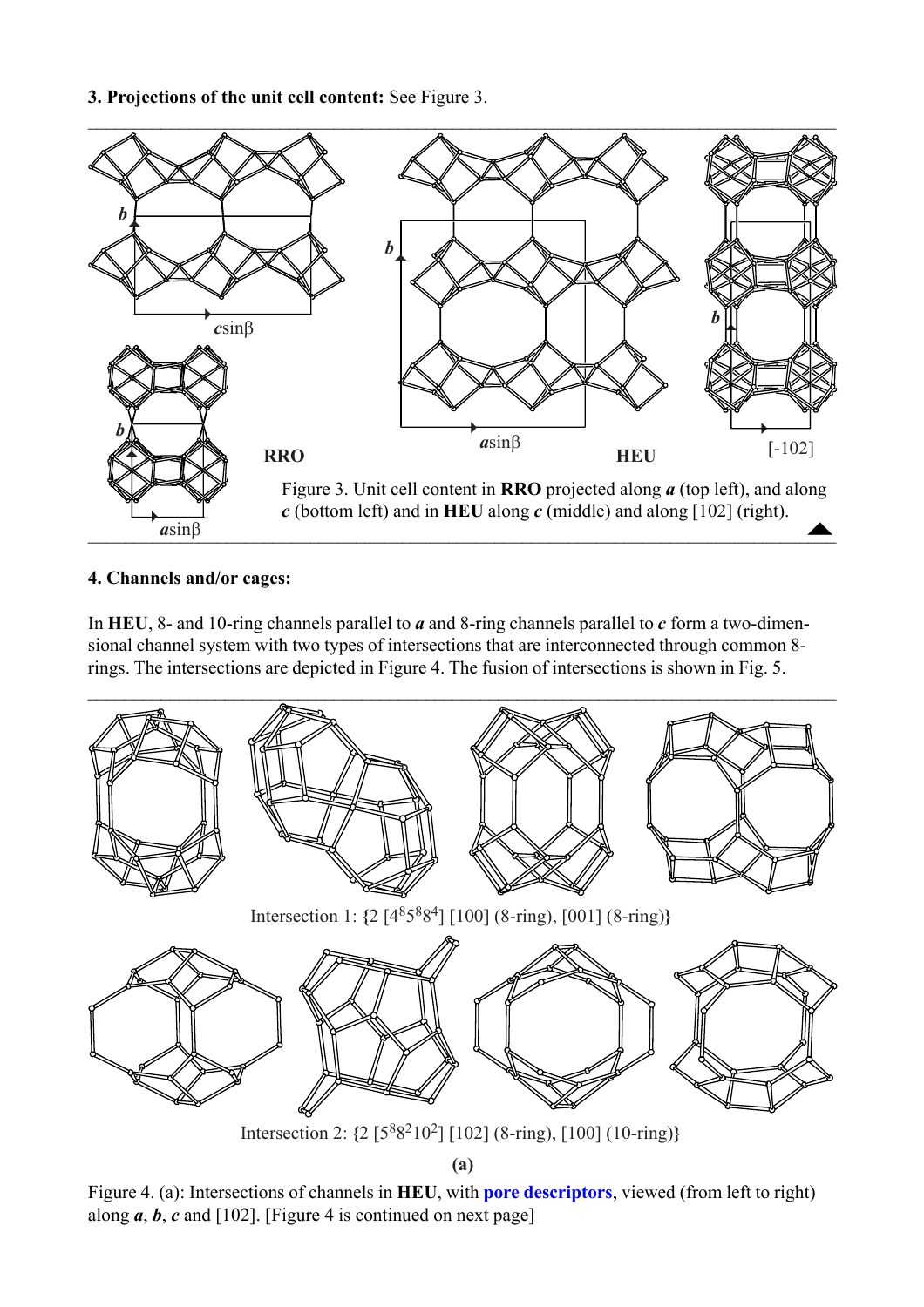**3. Projections of the unit cell content:** See Figure 3.

Figure 3. Unit cell content in **RRO** projected along ***a*** (top left), and along ***c*** (bottom left) and in **HEU** along ***c*** (middle) and along [102] (right).

**4. Channels and/or cages:**

In **HEU**, 8- and 10-ring channels parallel to ***a*** and 8-ring channels parallel to ***c*** form a two-dimensional channel system with two types of intersections that are interconnected through common 8-rings. The intersections are depicted in Figure 4. The fusion of intersections is shown in Fig. 5.

Intersection 1: {2 [$4^8 5^8 8^4$] [100] (8-ring), [001] (8-ring)}

Intersection 2: {2 [$5^8 8^2 10^2$] [102] (8-ring), [100] (10-ring)}

**(a)**

Figure 4. (a): Intersections of channels in **HEU**, with pore descriptors, viewed (from left to right) along ***a***, ***b***, ***c*** and [102]. [Figure 4 is continued on next page]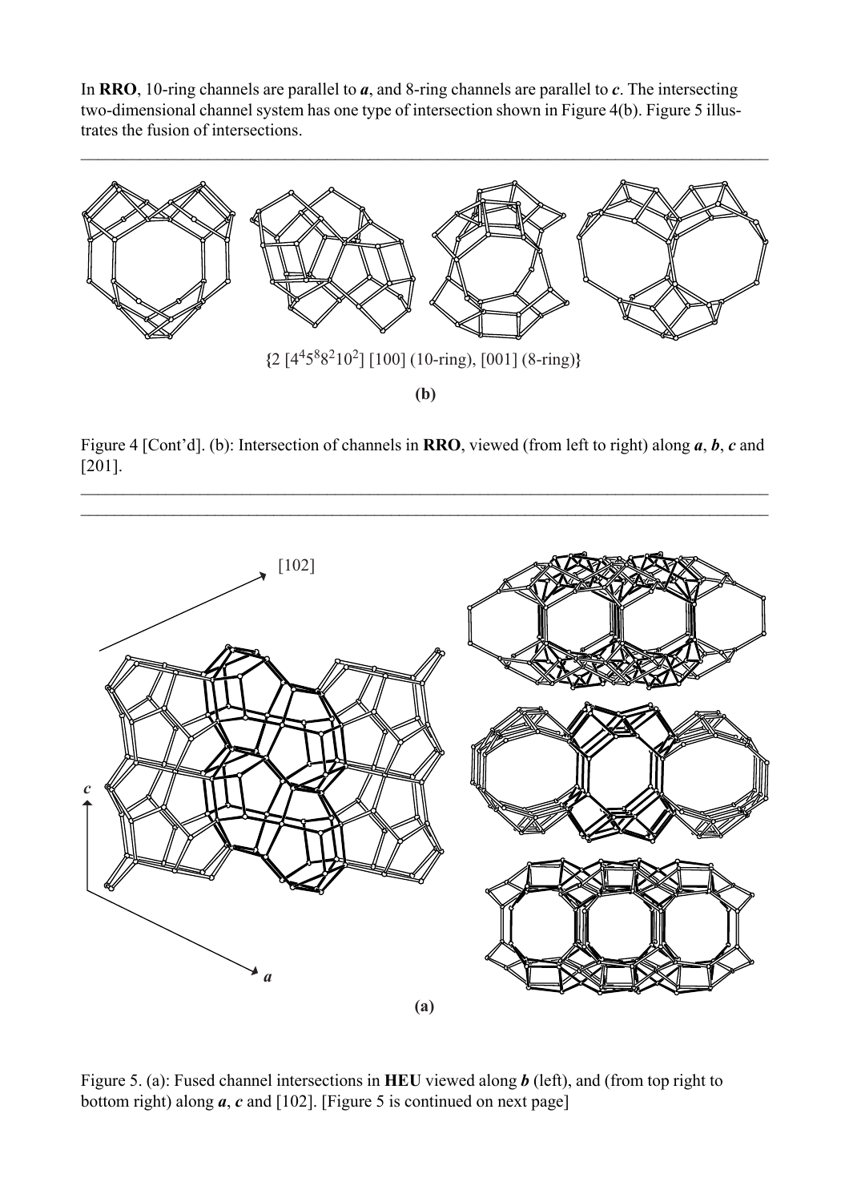In **RRO**, 10-ring channels are parallel to ***a***, and 8-ring channels are parallel to ***c***. The intersecting two-dimensional channel system has one type of intersection shown in Figure 4(b). Figure 5 illustrates the fusion of intersections.

{2 [$4^4 5^8 8^2 10^2$] [100] (10-ring), [001] (8-ring)}

**(b)**

Figure 4 [Cont'd]. (b): Intersection of channels in **RRO**, viewed (from left to right) along ***a***, ***b***, ***c*** and [201].

**(a)**

Figure 5. (a): Fused channel intersections in **HEU** viewed along ***b*** (left), and (from top right to bottom right) along ***a***, ***c*** and [102]. [Figure 5 is continued on next page]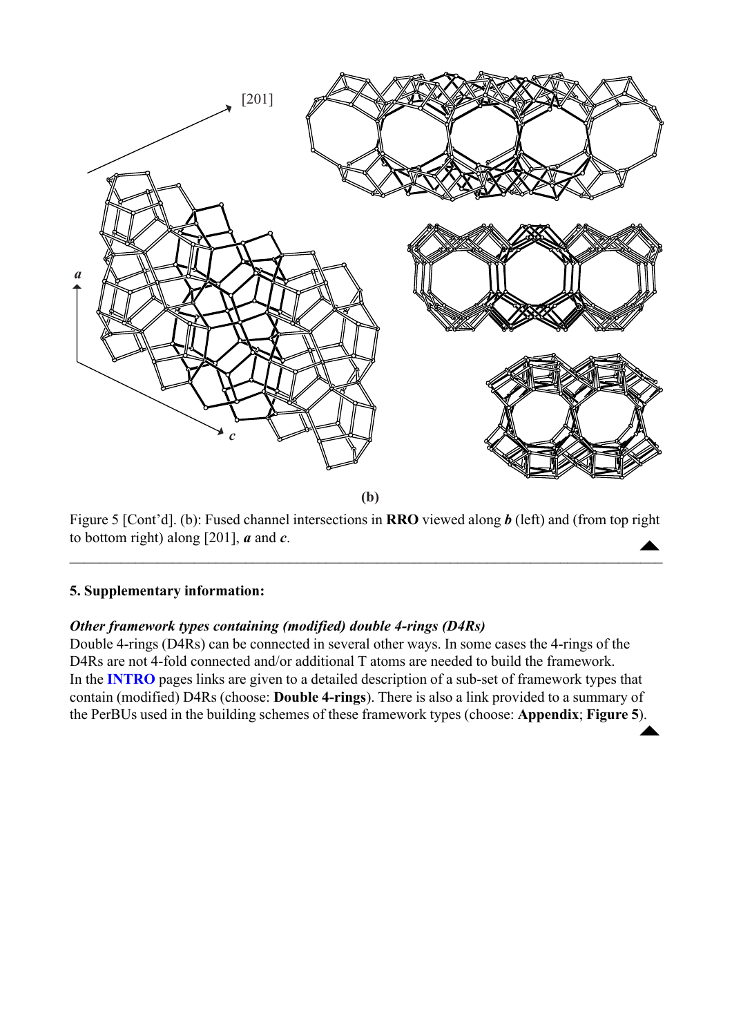[201]

a

c

(b)

Figure 5 [Cont'd]. (b): Fused channel intersections in **RRO** viewed along ***b*** (left) and (from top right to bottom right) along [201], ***a*** and ***c***.

---

## 5. Supplementary information:

### *Other framework types containing (modified) double 4-rings (D4Rs)*

Double 4-rings (D4Rs) can be connected in several other ways. In some cases the 4-rings of the D4Rs are not 4-fold connected and/or additional T atoms are needed to build the framework. In the **INTRO** pages links are given to a detailed description of a sub-set of framework types that contain (modified) D4Rs (choose: **Double 4-rings**). There is also a link provided to a summary of the PerBUs used in the building schemes of these framework types (choose: **Appendix**; **Figure 5**).